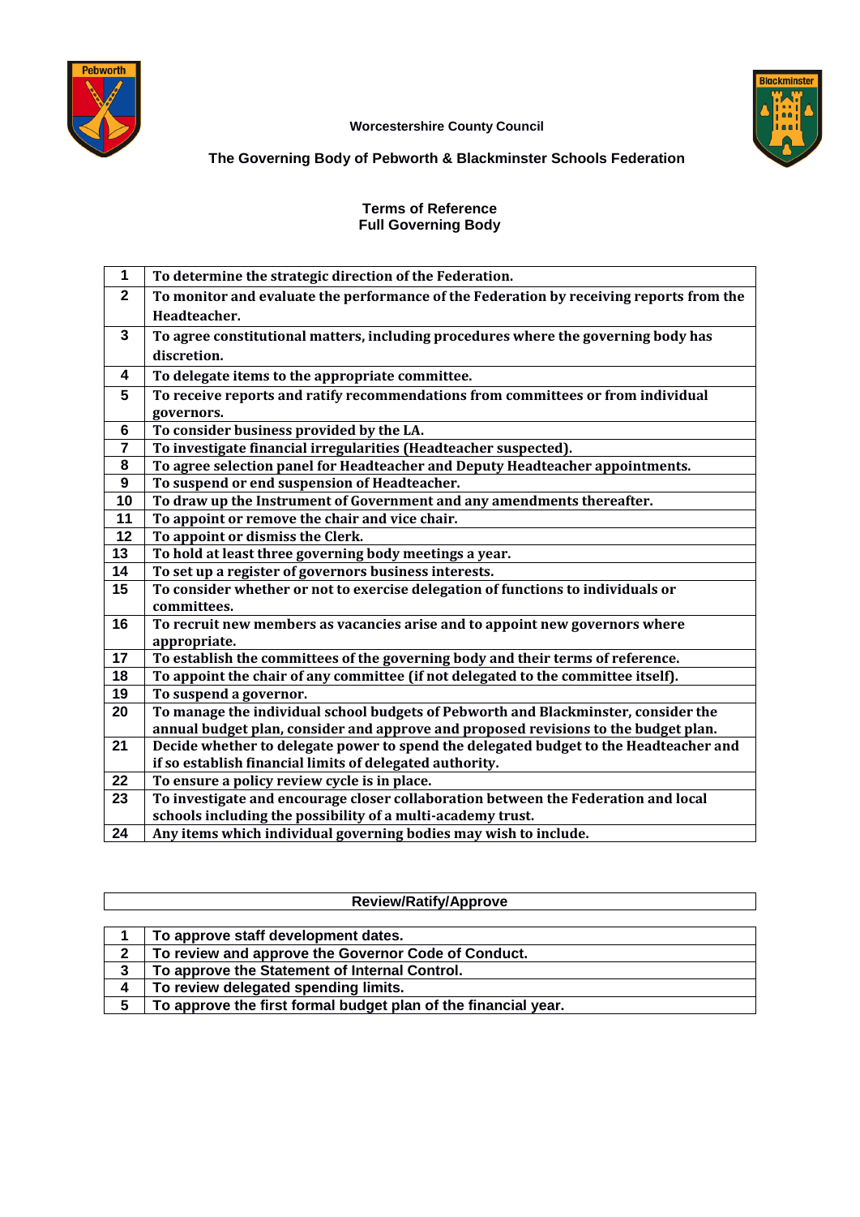Worcestershire County Council

**The Governing Body of Pebworth & Blackminster Schools Federation**

## Terms of Reference
## Full Governing Body

| | |
|---|---|
| **1** | **To determine the strategic direction of the Federation.** |
| **2** | **To monitor and evaluate the performance of the Federation by receiving reports from the Headteacher.** |
| **3** | **To agree constitutional matters, including procedures where the governing body has discretion.** |
| **4** | **To delegate items to the appropriate committee.** |
| **5** | **To receive reports and ratify recommendations from committees or from individual governors.** |
| **6** | **To consider business provided by the LA.** |
| **7** | **To investigate financial irregularities (Headteacher suspected).** |
| **8** | **To agree selection panel for Headteacher and Deputy Headteacher appointments.** |
| **9** | **To suspend or end suspension of Headteacher.** |
| **10** | **To draw up the Instrument of Government and any amendments thereafter.** |
| **11** | **To appoint or remove the chair and vice chair.** |
| **12** | **To appoint or dismiss the Clerk.** |
| **13** | **To hold at least three governing body meetings a year.** |
| **14** | **To set up a register of governors business interests.** |
| **15** | **To consider whether or not to exercise delegation of functions to individuals or committees.** |
| **16** | **To recruit new members as vacancies arise and to appoint new governors where appropriate.** |
| **17** | **To establish the committees of the governing body and their terms of reference.** |
| **18** | **To appoint the chair of any committee (if not delegated to the committee itself).** |
| **19** | **To suspend a governor.** |
| **20** | **To manage the individual school budgets of Pebworth and Blackminster, consider the annual budget plan, consider and approve and proposed revisions to the budget plan.** |
| **21** | **Decide whether to delegate power to spend the delegated budget to the Headteacher and if so establish financial limits of delegated authority.** |
| **22** | **To ensure a policy review cycle is in place.** |
| **23** | **To investigate and encourage closer collaboration between the Federation and local schools including the possibility of a multi-academy trust.** |
| **24** | **Any items which individual governing bodies may wish to include.** |

**Review/Ratify/Approve**

| | |
|---|---|
| **1** | **To approve staff development dates.** |
| **2** | **To review and approve the Governor Code of Conduct.** |
| **3** | **To approve the Statement of Internal Control.** |
| **4** | **To review delegated spending limits.** |
| **5** | **To approve the first formal budget plan of the financial year.** |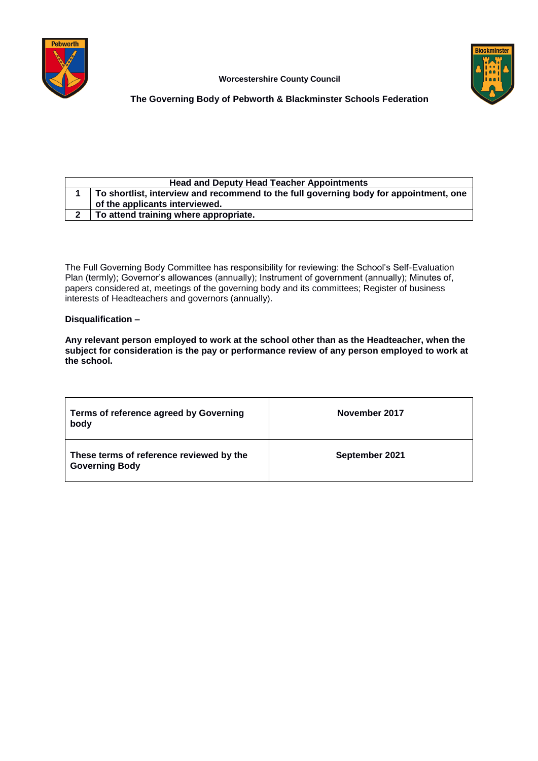**Worcestershire County Council**

**The Governing Body of Pebworth & Blackminster Schools Federation**

| **Head and Deputy Head Teacher Appointments** | |
|---|---|
| **1** | **To shortlist, interview and recommend to the full governing body for appointment, one of the applicants interviewed.** |
| **2** | **To attend training where appropriate.** |

The Full Governing Body Committee has responsibility for reviewing: the School's Self-Evaluation Plan (termly); Governor's allowances (annually); Instrument of government (annually); Minutes of, papers considered at, meetings of the governing body and its committees; Register of business interests of Headteachers and governors (annually).

**Disqualification –**

**Any relevant person employed to work at the school other than as the Headteacher, when the subject for consideration is the pay or performance review of any person employed to work at the school.**

| | |
|---|---|
| **Terms of reference agreed by Governing body** | **November 2017** |
| **These terms of reference reviewed by the Governing Body** | **September 2021** |